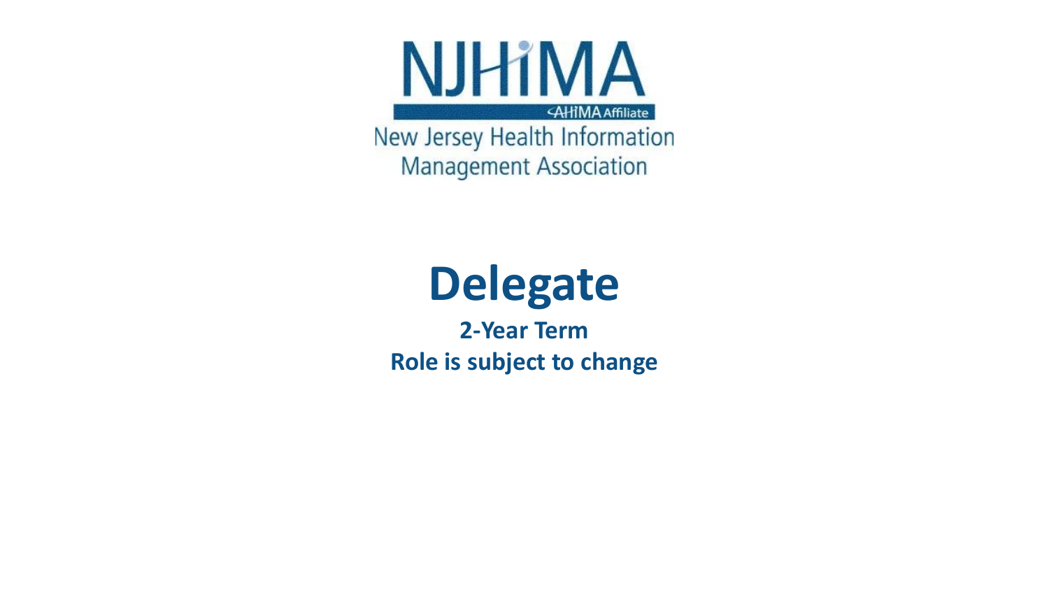NJHIMA

AHIMA Affiliate

New Jersey Health Information Management Association

# Delegate

**2-Year Term**

**Role is subject to change**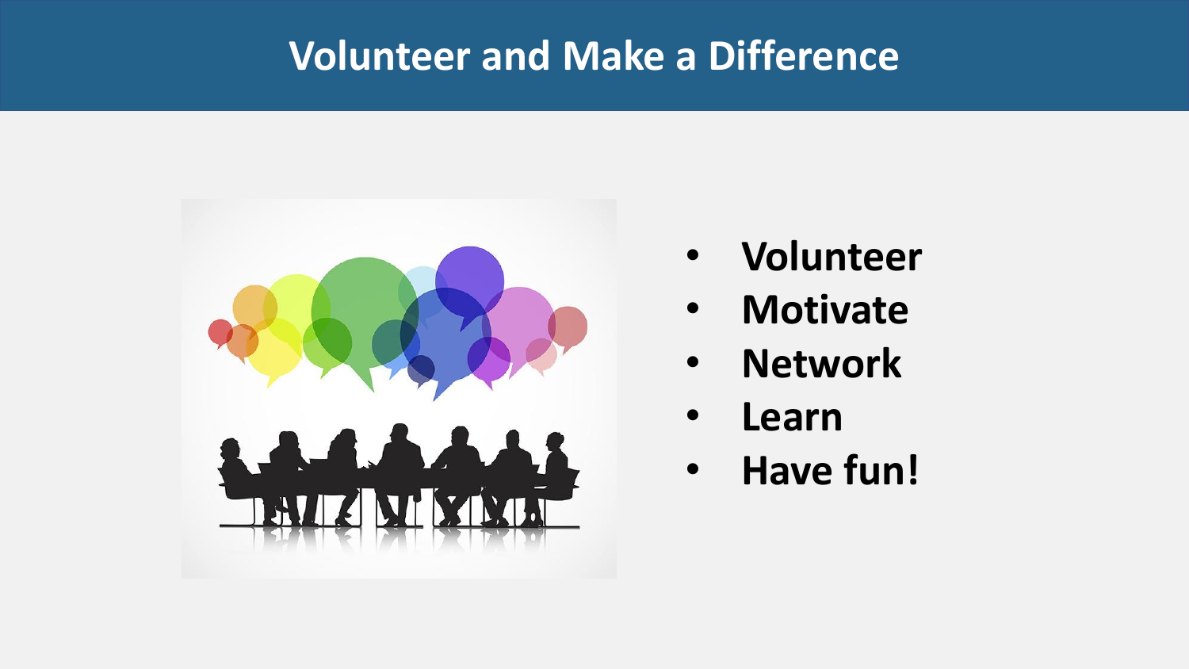# Volunteer and Make a Difference

- **Volunteer**
- **Motivate**
- **Network**
- **Learn**
- **Have fun!**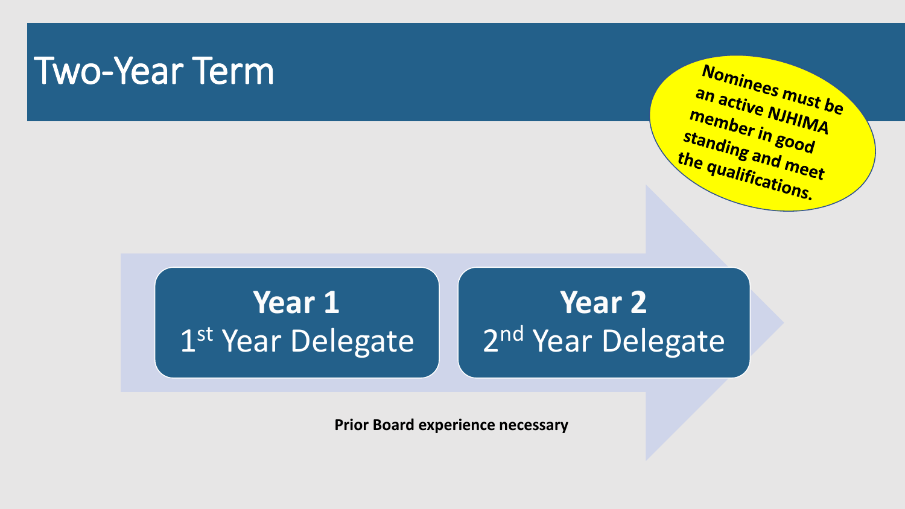# Two-Year Term

Nominees must be an active NJHIMA member in good standing and meet the qualifications.

**Year 1**
1st Year Delegate

**Year 2**
2nd Year Delegate

**Prior Board experience necessary**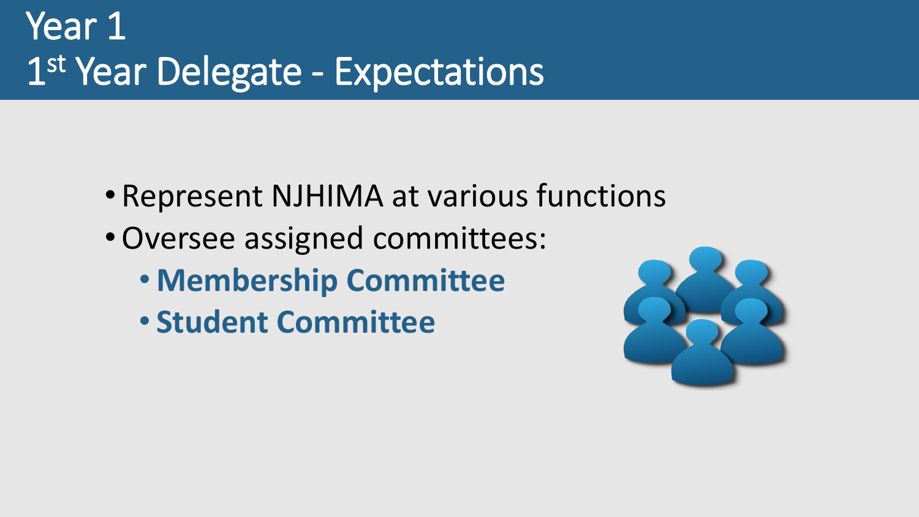# Year 1
# 1st Year Delegate - Expectations

- Represent NJHIMA at various functions
- Oversee assigned committees:
  - **Membership Committee**
  - **Student Committee**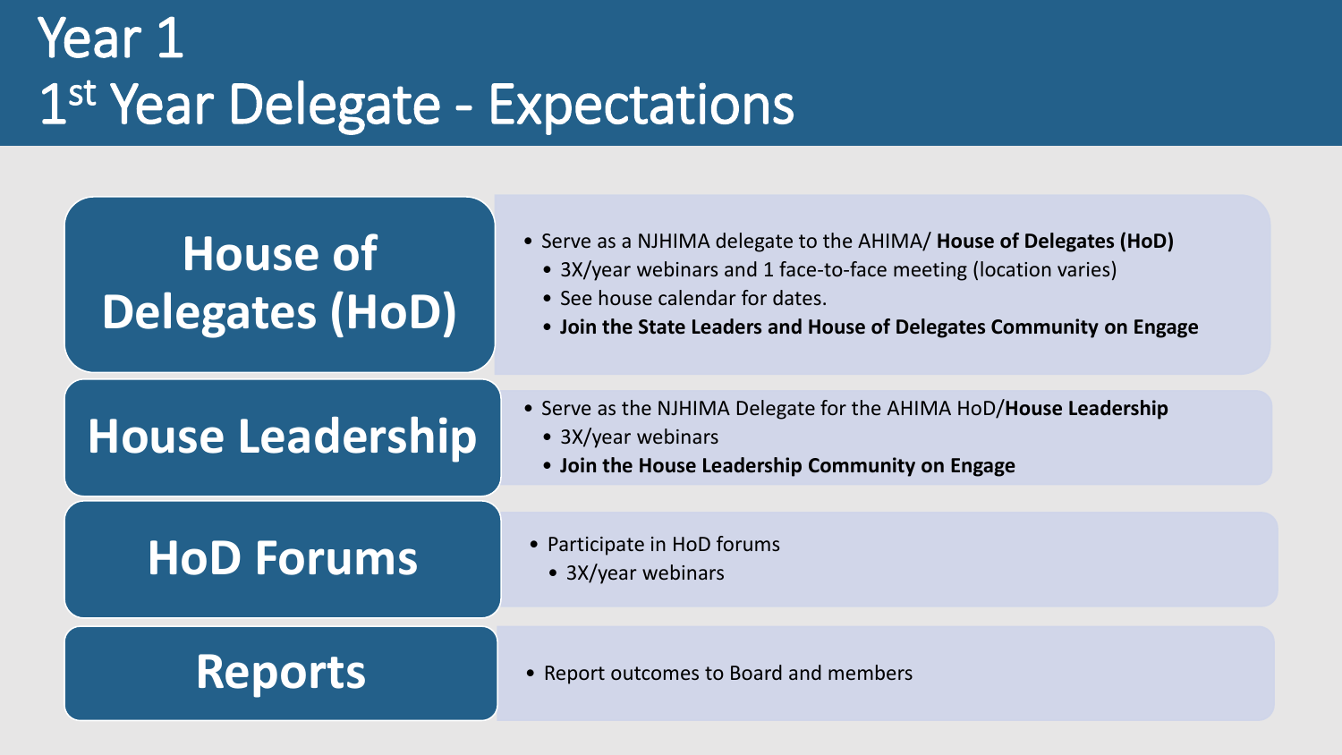# Year 1

# 1st Year Delegate - Expectations

## House of Delegates (HoD)

- Serve as a NJHIMA delegate to the AHIMA/ **House of Delegates (HoD)**
  - 3X/year webinars and 1 face-to-face meeting (location varies)
  - See house calendar for dates.
  - **Join the State Leaders and House of Delegates Community on Engage**

## House Leadership

- Serve as the NJHIMA Delegate for the AHIMA HoD/**House Leadership**
  - 3X/year webinars
  - **Join the House Leadership Community on Engage**

## HoD Forums

- Participate in HoD forums
  - 3X/year webinars

## Reports

- Report outcomes to Board and members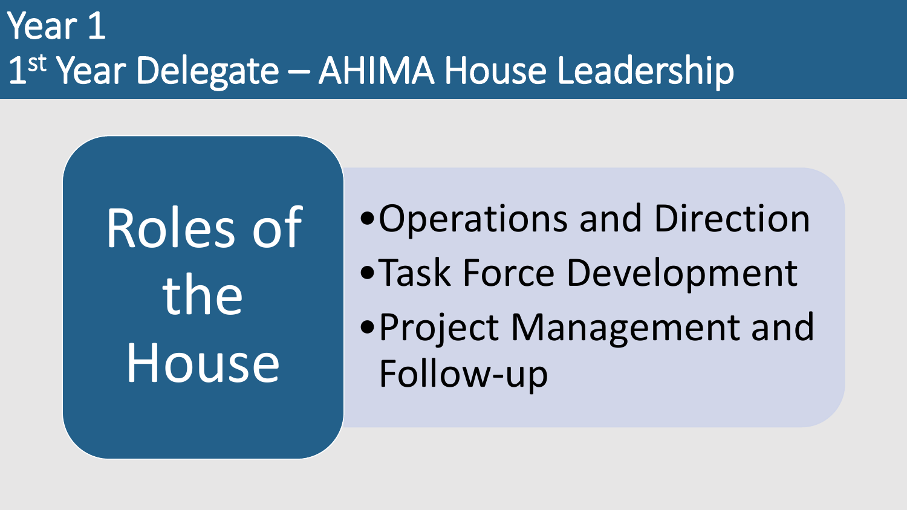# Year 1
## 1st Year Delegate – AHIMA House Leadership

### Roles of the House

- Operations and Direction
- Task Force Development
- Project Management and Follow-up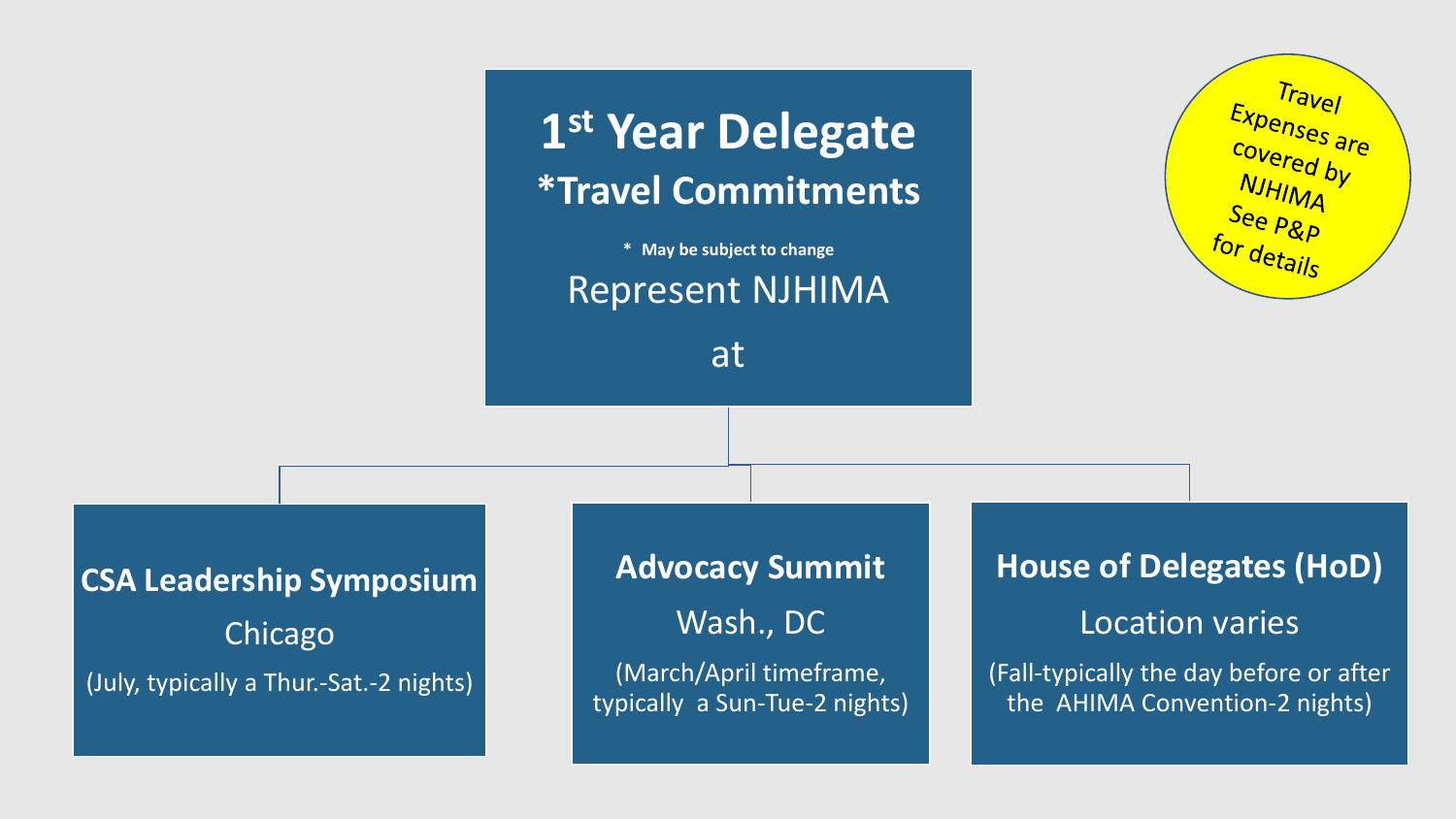# 1st Year Delegate

## *Travel Commitments

\* May be subject to change

Represent NJHIMA

at

### CSA Leadership Symposium

Chicago

(July, typically a Thur.-Sat.-2 nights)

### Advocacy Summit

Wash., DC

(March/April timeframe, typically a Sun-Tue-2 nights)

### House of Delegates (HoD)

Location varies

(Fall-typically the day before or after the AHIMA Convention-2 nights)

Travel Expenses are covered by NJHIMA See P&P for details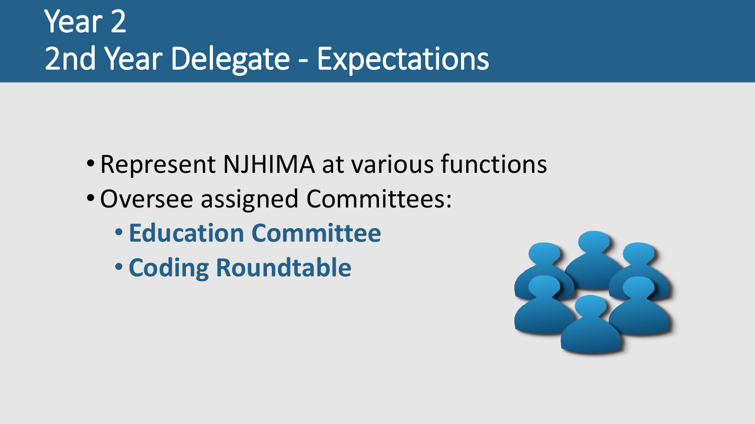# Year 2
# 2nd Year Delegate - Expectations

- Represent NJHIMA at various functions
- Oversee assigned Committees:
  - **Education Committee**
  - **Coding Roundtable**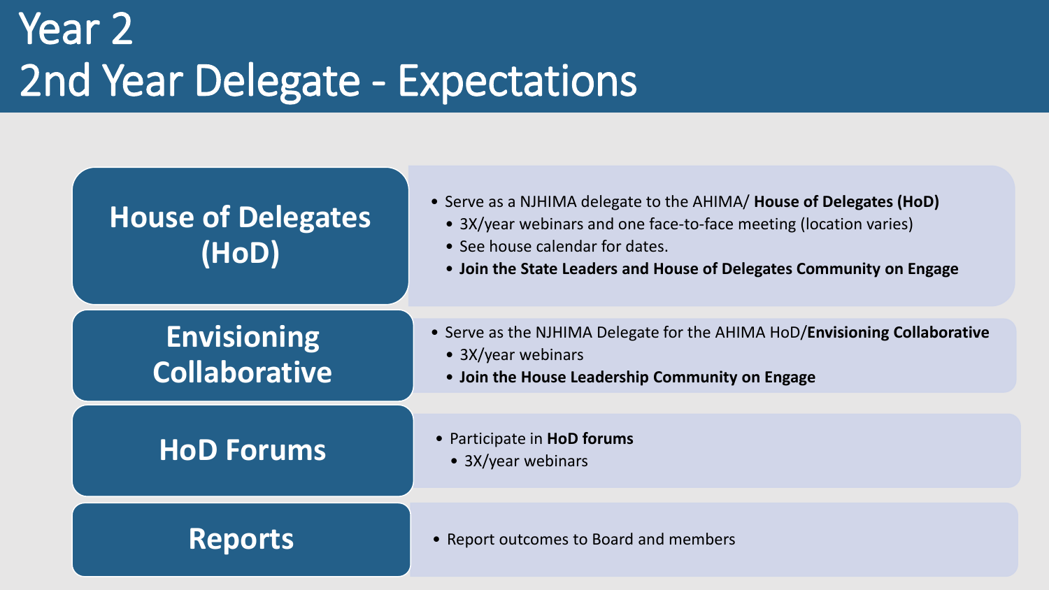# Year 2
# 2nd Year Delegate - Expectations

## House of Delegates (HoD)

- Serve as a NJHIMA delegate to the AHIMA/ **House of Delegates (HoD)**
  - 3X/year webinars and one face-to-face meeting (location varies)
  - See house calendar for dates.
  - **Join the State Leaders and House of Delegates Community on Engage**

## Envisioning Collaborative

- Serve as the NJHIMA Delegate for the AHIMA HoD/**Envisioning Collaborative**
  - 3X/year webinars
  - **Join the House Leadership Community on Engage**

## HoD Forums

- Participate in **HoD forums**
  - 3X/year webinars

## Reports

- Report outcomes to Board and members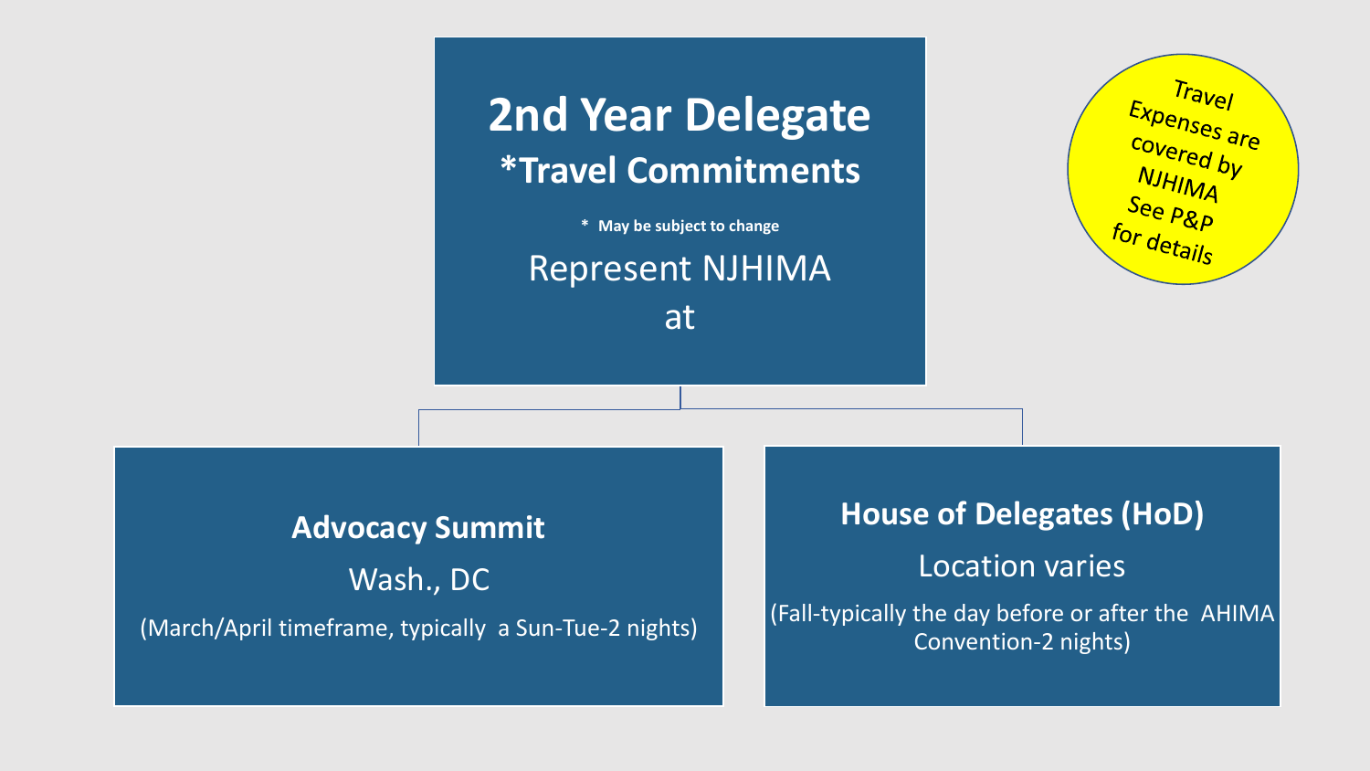# 2nd Year Delegate

## *Travel Commitments

**\* May be subject to change**

Represent NJHIMA at

Travel Expenses are covered by NJHIMA See P&P for details

### Advocacy Summit

Wash., DC

(March/April timeframe, typically a Sun-Tue-2 nights)

### House of Delegates (HoD)

Location varies

(Fall-typically the day before or after the AHIMA Convention-2 nights)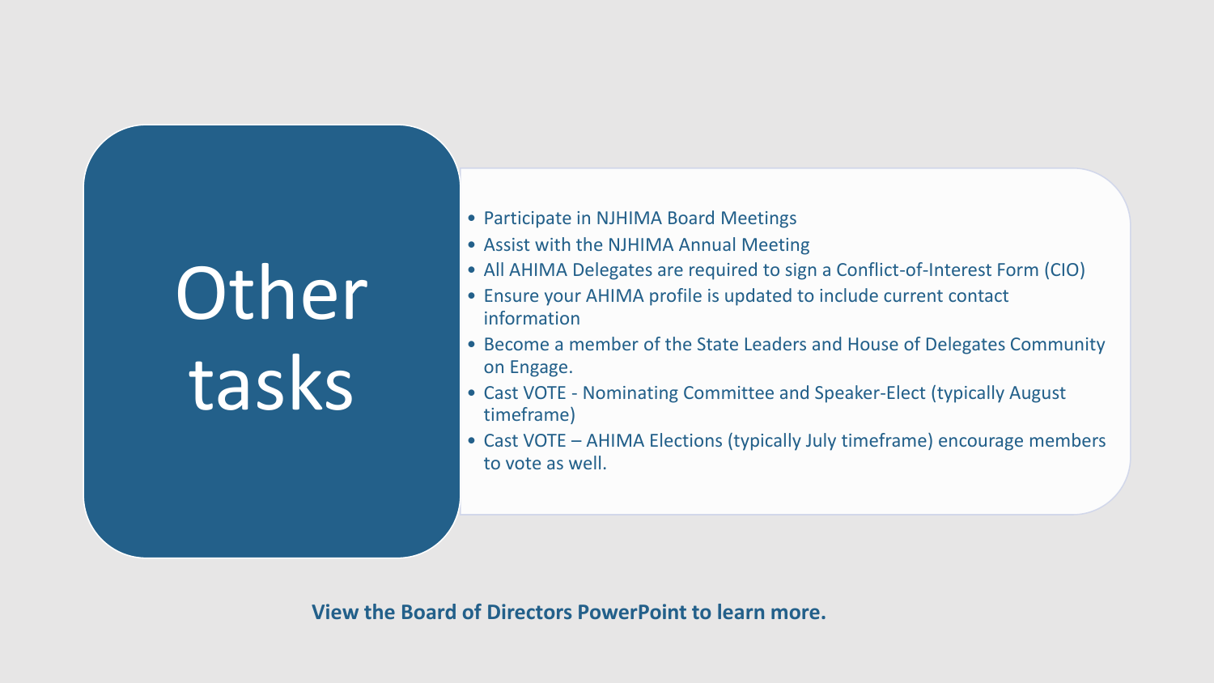# Other tasks

- Participate in NJHIMA Board Meetings
- Assist with the NJHIMA Annual Meeting
- All AHIMA Delegates are required to sign a Conflict-of-Interest Form (CIO)
- Ensure your AHIMA profile is updated to include current contact information
- Become a member of the State Leaders and House of Delegates Community on Engage.
- Cast VOTE - Nominating Committee and Speaker-Elect (typically August timeframe)
- Cast VOTE – AHIMA Elections (typically July timeframe) encourage members to vote as well.

**View the Board of Directors PowerPoint to learn more.**